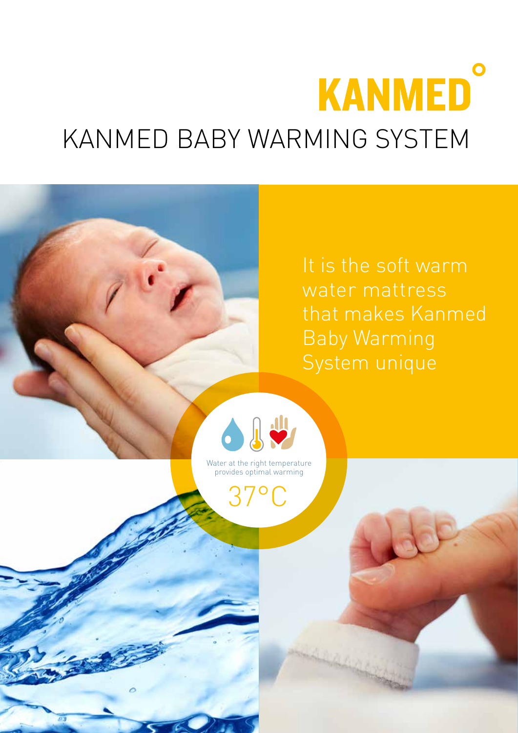# KANMED

# KANMED BABY WARMING SYSTEM

It is the soft warm water mattress that makes Kanmed Baby Warming System unique

Water at the right temperature provides optimal warming

37°C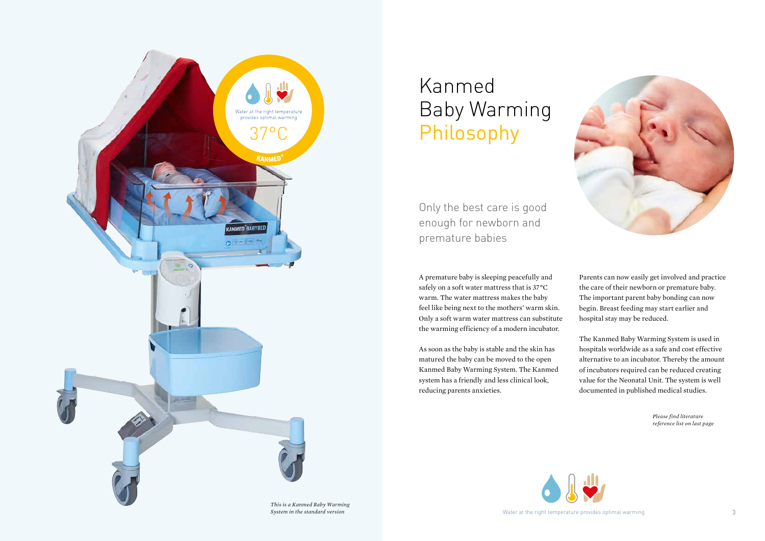# Kanmed Baby Warming Philosophy

## Only the best care is good enough for newborn and premature babies

A premature baby is sleeping peacefully and safely on a soft water mattress that is 37 °C warm. The water mattress makes the baby feel like being next to the mothers' warm skin. Only a soft warm water mattress can substitute the warming efficiency of a modern incubator.

As soon as the baby is stable and the skin has matured the baby can be moved to the open Kanmed Baby Warming System. The Kanmed system has a friendly and less clinical look, reducing parents anxieties.

Parents can now easily get involved and practice the care of their newborn or premature baby. The important parent baby bonding can now begin. Breast feeding may start earlier and hospital stay may be reduced.

The Kanmed Baby Warming System is used in hospitals worldwide as a safe and cost effective alternative to an incubator. Thereby the amount of incubators required can be reduced creating value for the Neonatal Unit. The system is well documented in published medical studies.

*Please find literature reference list on last page*

Water at the right temperature provides optimal warming

37°C

KANMED®

*This is a Kanmed Baby Warming System in the standard version*

Water at the right temperature provides optimal warming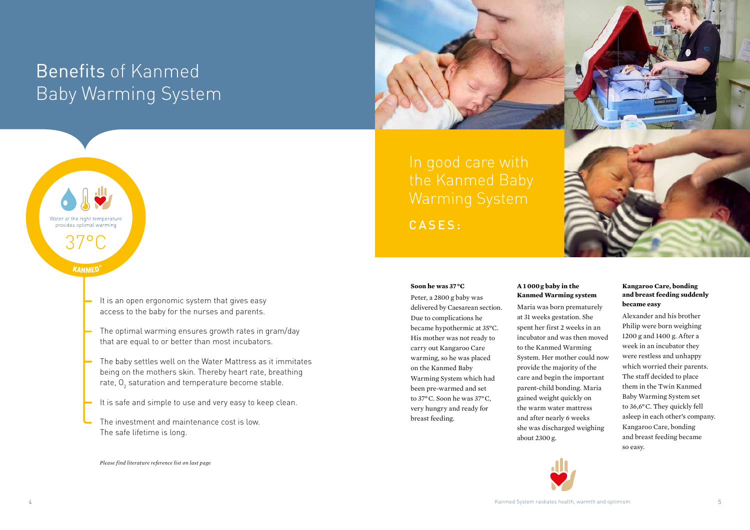# Benefits of Kanmed Baby Warming System

Water at the right temperature provides optimal warming

37°C

KANMED

- It is an open ergonomic system that gives easy access to the baby for the nurses and parents.
- The optimal warming ensures growth rates in gram/day that are equal to or better than most incubators.
- The baby settles well on the Water Mattress as it immitates being on the mothers skin. Thereby heart rate, breathing rate, $O_2$ saturation and temperature become stable.
- It is safe and simple to use and very easy to keep clean.
- The investment and maintenance cost is low. The safe lifetime is long.

*Please find literature reference list on last page*

## In good care with the Kanmed Baby Warming System

## CASES:

**Soon he was 37°C**

Peter, a 2800 g baby was delivered by Caesarean section. Due to complications he became hypothermic at 35°C. His mother was not ready to carry out Kangaroo Care warming, so he was placed on the Kanmed Baby Warming System which had been pre-warmed and set to 37°C. Soon he was 37°C, very hungry and ready for breast feeding.

**A 1 000 g baby in the Kanmed Warming system**

Maria was born prematurely at 31 weeks gestation. She spent her first 2 weeks in an incubator and was then moved to the Kanmed Warming System. Her mother could now provide the majority of the care and begin the important parent-child bonding. Maria gained weight quickly on the warm water mattress and after nearly 6 weeks she was discharged weighing about 2300 g.

**Kangaroo Care, bonding and breast feeding suddenly became easy**

Alexander and his brother Philip were born weighing 1200 g and 1400 g. After a week in an incubator they were restless and unhappy which worried their parents. The staff decided to place them in the Twin Kanmed Baby Warming System set to 36,6°C. They quickly fell asleep in each other's company. Kangaroo Care, bonding and breast feeding became so easy.

Kanmed System raidiates health, warmth and optimism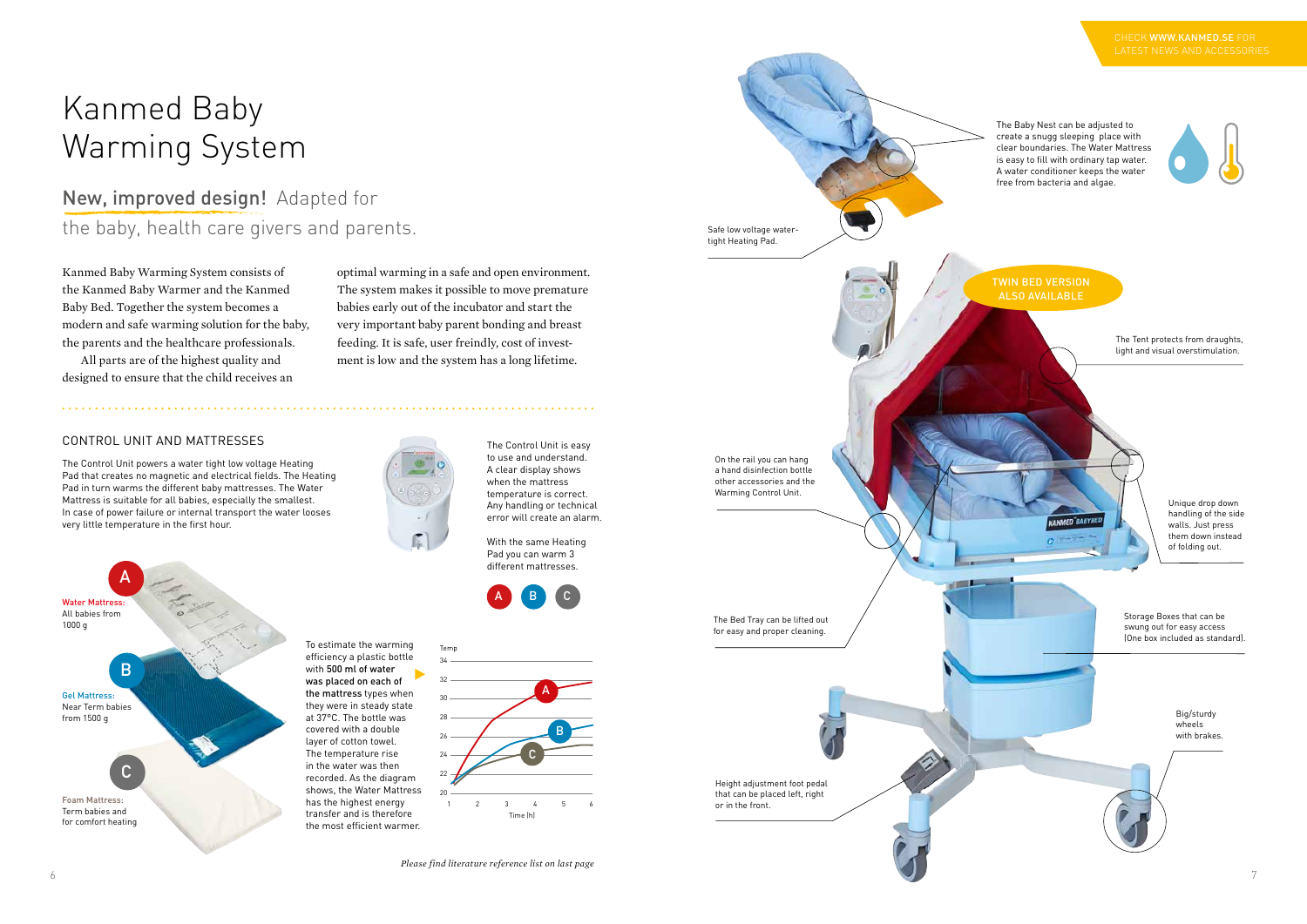CHECK WWW.KANMED.SE FOR LATEST NEWS AND ACCESSORIES

# Kanmed Baby Warming System

## New, improved design! Adapted for the baby, health care givers and parents.

Kanmed Baby Warming System consists of the Kanmed Baby Warmer and the Kanmed Baby Bed. Together the system becomes a modern and safe warming solution for the baby, the parents and the healthcare professionals.

All parts are of the highest quality and designed to ensure that the child receives an optimal warming in a safe and open environment. The system makes it possible to move premature babies early out of the incubator and start the very important baby parent bonding and breast feeding. It is safe, user freindly, cost of investment is low and the system has a long lifetime.

### CONTROL UNIT AND MATTRESSES

The Control Unit powers a water tight low voltage Heating Pad that creates no magnetic and electrical fields. The Heating Pad in turn warms the different baby mattresses. The Water Mattress is suitable for all babies, especially the smallest. In case of power failure or internal transport the water looses very little temperature in the first hour.

The Control Unit is easy to use and understand. A clear display shows when the mattress temperature is correct. Any handling or technical error will create an alarm.

With the same Heating Pad you can warm 3 different mattresses.

A B C

A
**Water Mattress:** All babies from 1000 g

B
**Gel Mattress:** Near Term babies from 1500 g

C
**Foam Mattress:** Term babies and for comfort heating

To estimate the warming efficiency a plastic bottle with **500 ml of water was placed on each of the mattress** types when they were in steady state at 37°C. The bottle was covered with a double layer of cotton towel. The temperature rise in the water was then recorded. As the diagram shows, the Water Mattress has the highest energy transfer and is therefore the most efficient warmer.

Temp
34
32
30
28
26
24
22
20
1 2 3 4 5 6
Time (h)
A
B
C

*Please find literature reference list on last page*

The Baby Nest can be adjusted to create a snugg sleeping place with clear boundaries. The Water Mattress is easy to fill with ordinary tap water. A water conditioner keeps the water free from bacteria and algae.

Safe low voltage water-tight Heating Pad.

TWIN BED VERSION ALSO AVAILABLE

The Tent protects from draughts, light and visual overstimulation.

On the rail you can hang a hand disinfection bottle other accessories and the Warming Control Unit.

Unique drop down handling of the side walls. Just press them down instead of folding out.

The Bed Tray can be lifted out for easy and proper cleaning.

Storage Boxes that can be swung out for easy access (One box included as standard).

Big/sturdy wheels with brakes.

Height adjustment foot pedal that can be placed left, right or in the front.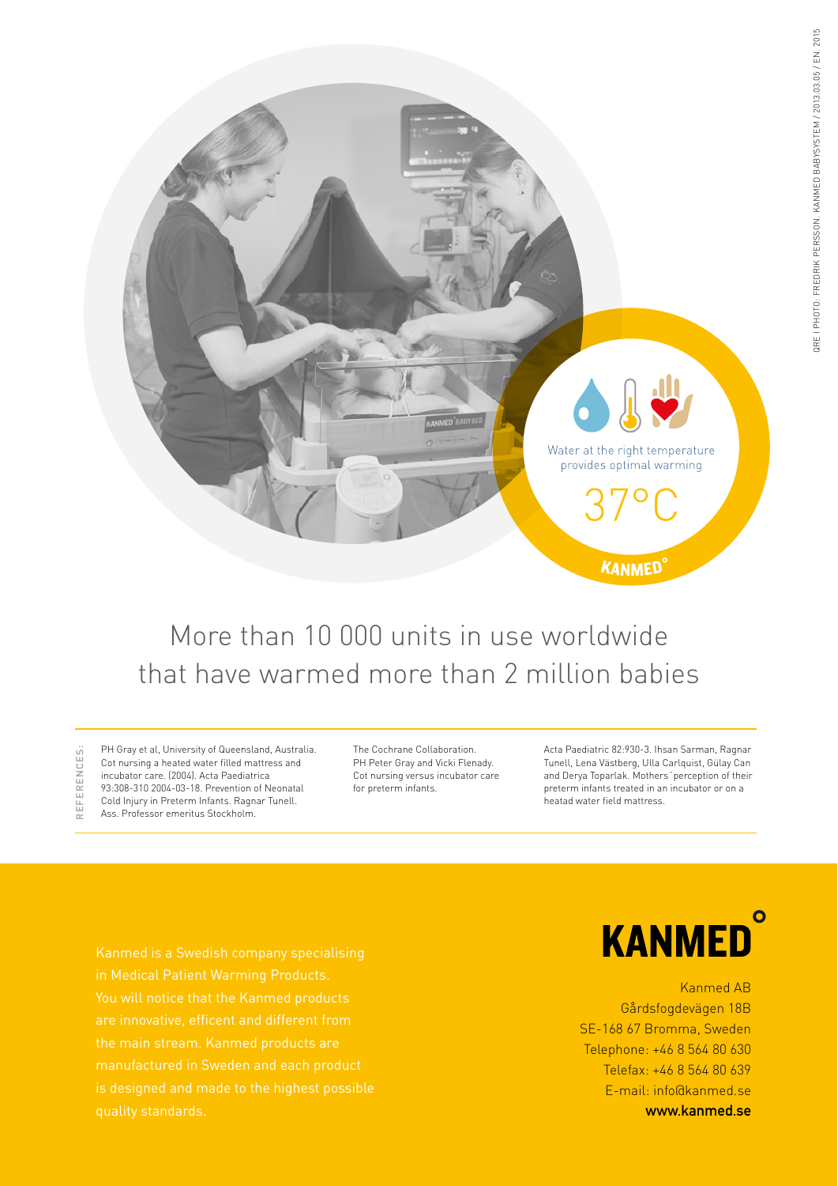Water at the right temperature provides optimal warming

37°C

KANMED°

More than 10 000 units in use worldwide that have warmed more than 2 million babies

REFERENCES:

PH Gray et al, University of Queensland, Australia. Cot nursing a heated water filled mattress and incubator care. (2004). Acta Paediatrica 93:308-310 2004-03-18. Prevention of Neonatal Cold Injury in Preterm Infants. Ragnar Tunell. Ass. Professor emeritus Stockholm.

The Cochrane Collaboration. PH Peter Gray and Vicki Flenady. Cot nursing versus incubator care for preterm infants.

Acta Paediatric 82:930-3. Ihsan Sarman, Ragnar Tunell, Lena Västberg, Ulla Carlquist, Gülay Can and Derya Toparlak. Mothers´perception of their preterm infants treated in an incubator or on a heatad water field mattress.

Kanmed is a Swedish company specialising in Medical Patient Warming Products. You will notice that the Kanmed products are innovative, efficent and different from the main stream. Kanmed products are manufactured in Sweden and each product is designed and made to the highest possible quality standards.

**KANMED°**

Kanmed AB
Gårdsfogdevägen 18B
SE-168 67 Bromma, Sweden
Telephone: +46 8 564 80 630
Telefax: +46 8 564 80 639
E-mail: info@kanmed.se
**www.kanmed.se**

QRE | PHOTO: FREDRIK PERSSON. KANMED BABYSYSTEM / 2013.03.05 / EN. 2015